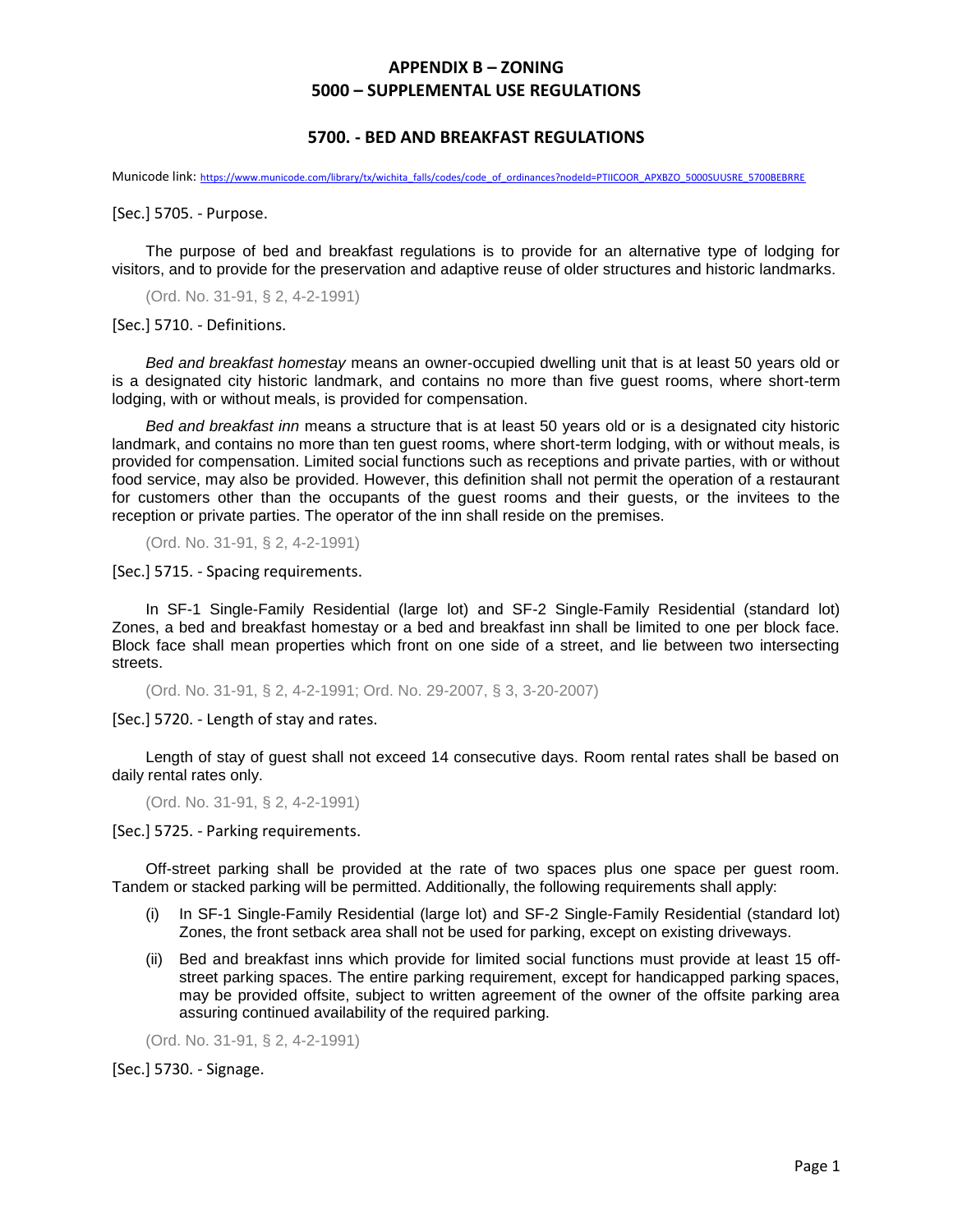# APPENDIX B – ZONING

# 5000 – SUPPLEMENTAL USE REGULATIONS

## 5700. - BED AND BREAKFAST REGULATIONS

Municode link: https://www.municode.com/library/tx/wichita_falls/codes/code_of_ordinances?nodeId=PTIICOOR_APXBZO_5000SUUSRE_5700BEBRRE

[Sec.] 5705. - Purpose.

The purpose of bed and breakfast regulations is to provide for an alternative type of lodging for visitors, and to provide for the preservation and adaptive reuse of older structures and historic landmarks.

(Ord. No. 31-91, § 2, 4-2-1991)

[Sec.] 5710. - Definitions.

*Bed and breakfast homestay* means an owner-occupied dwelling unit that is at least 50 years old or is a designated city historic landmark, and contains no more than five guest rooms, where short-term lodging, with or without meals, is provided for compensation.

*Bed and breakfast inn* means a structure that is at least 50 years old or is a designated city historic landmark, and contains no more than ten guest rooms, where short-term lodging, with or without meals, is provided for compensation. Limited social functions such as receptions and private parties, with or without food service, may also be provided. However, this definition shall not permit the operation of a restaurant for customers other than the occupants of the guest rooms and their guests, or the invitees to the reception or private parties. The operator of the inn shall reside on the premises.

(Ord. No. 31-91, § 2, 4-2-1991)

[Sec.] 5715. - Spacing requirements.

In SF-1 Single-Family Residential (large lot) and SF-2 Single-Family Residential (standard lot) Zones, a bed and breakfast homestay or a bed and breakfast inn shall be limited to one per block face. Block face shall mean properties which front on one side of a street, and lie between two intersecting streets.

(Ord. No. 31-91, § 2, 4-2-1991; Ord. No. 29-2007, § 3, 3-20-2007)

[Sec.] 5720. - Length of stay and rates.

Length of stay of guest shall not exceed 14 consecutive days. Room rental rates shall be based on daily rental rates only.

(Ord. No. 31-91, § 2, 4-2-1991)

[Sec.] 5725. - Parking requirements.

Off-street parking shall be provided at the rate of two spaces plus one space per guest room. Tandem or stacked parking will be permitted. Additionally, the following requirements shall apply:

(i) In SF-1 Single-Family Residential (large lot) and SF-2 Single-Family Residential (standard lot) Zones, the front setback area shall not be used for parking, except on existing driveways.

(ii) Bed and breakfast inns which provide for limited social functions must provide at least 15 off-street parking spaces. The entire parking requirement, except for handicapped parking spaces, may be provided offsite, subject to written agreement of the owner of the offsite parking area assuring continued availability of the required parking.

(Ord. No. 31-91, § 2, 4-2-1991)

[Sec.] 5730. - Signage.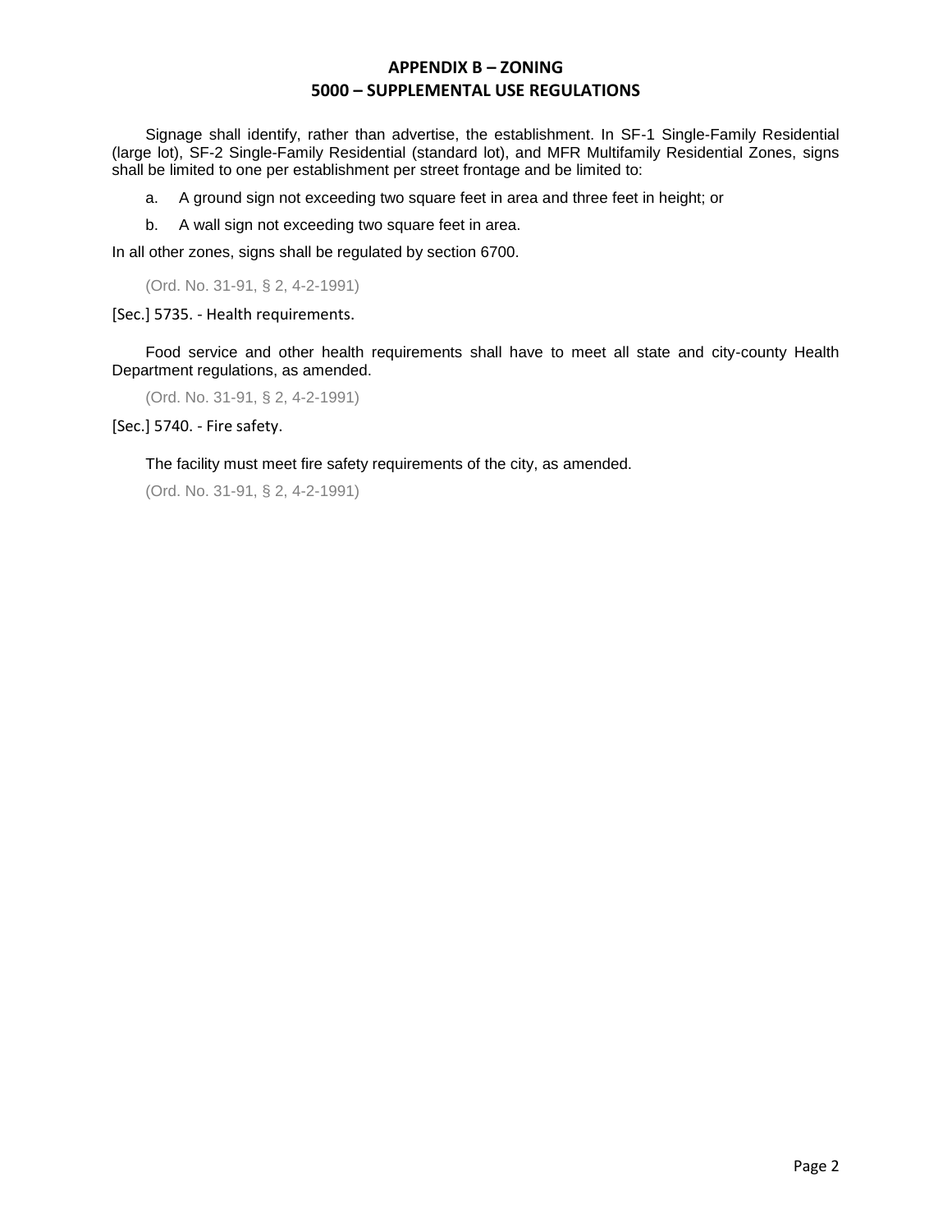Signage shall identify, rather than advertise, the establishment. In SF-1 Single-Family Residential (large lot), SF-2 Single-Family Residential (standard lot), and MFR Multifamily Residential Zones, signs shall be limited to one per establishment per street frontage and be limited to:

a. A ground sign not exceeding two square feet in area and three feet in height; or

b. A wall sign not exceeding two square feet in area.

In all other zones, signs shall be regulated by section 6700.

(Ord. No. 31-91, § 2, 4-2-1991)

[Sec.] 5735. - Health requirements.

Food service and other health requirements shall have to meet all state and city-county Health Department regulations, as amended.

(Ord. No. 31-91, § 2, 4-2-1991)

[Sec.] 5740. - Fire safety.

The facility must meet fire safety requirements of the city, as amended.

(Ord. No. 31-91, § 2, 4-2-1991)